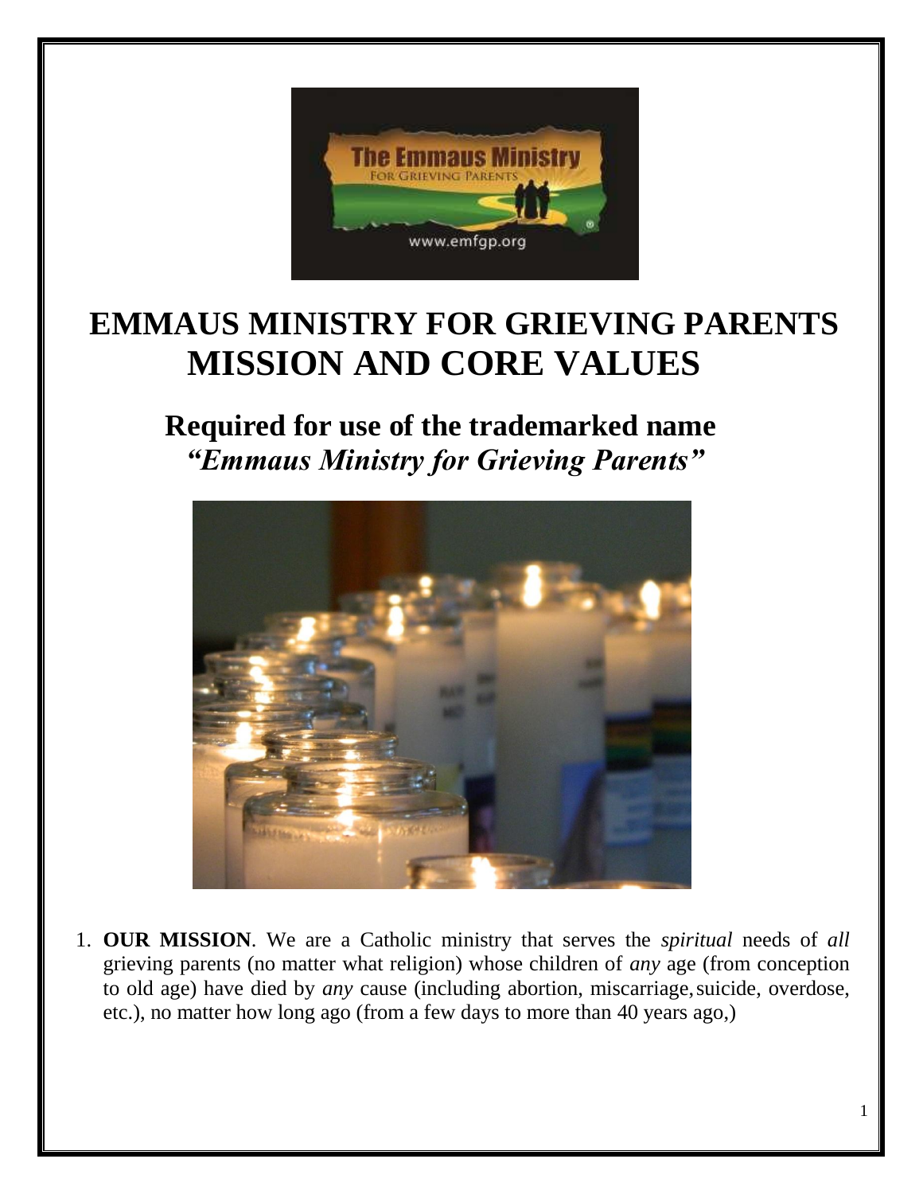# EMMAUS MINISTRY FOR GRIEVING PARENTS
# MISSION AND CORE VALUES

## Required for use of the trademarked name *"Emmaus Ministry for Grieving Parents"*

1. **OUR MISSION**. We are a Catholic ministry that serves the *spiritual* needs of *all* grieving parents (no matter what religion) whose children of *any* age (from conception to old age) have died by *any* cause (including abortion, miscarriage, suicide, overdose, etc.), no matter how long ago (from a few days to more than 40 years ago,)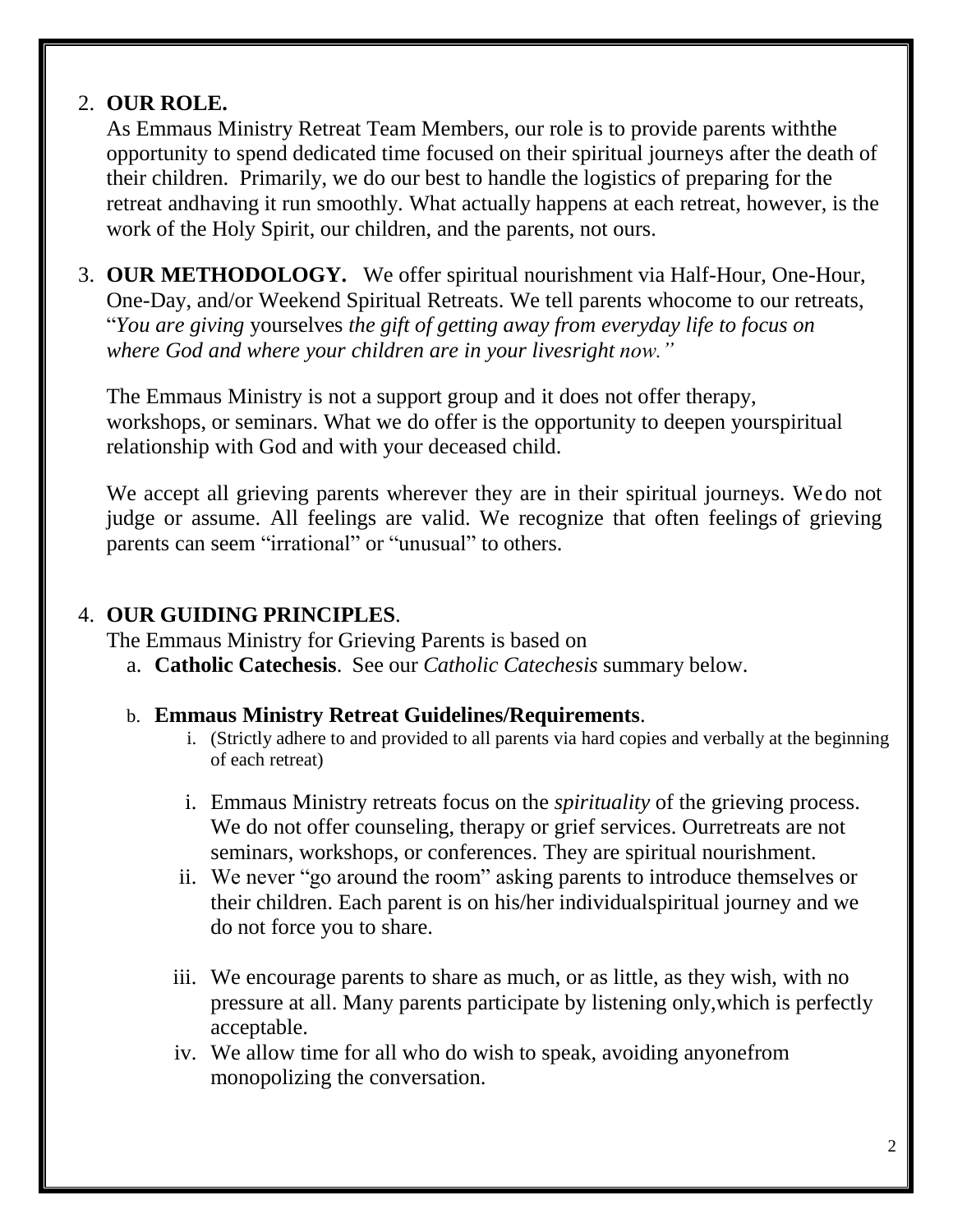2. **OUR ROLE.**
   As Emmaus Ministry Retreat Team Members, our role is to provide parents withthe opportunity to spend dedicated time focused on their spiritual journeys after the death of their children. Primarily, we do our best to handle the logistics of preparing for the retreat andhaving it run smoothly. What actually happens at each retreat, however, is the work of the Holy Spirit, our children, and the parents, not ours.

3. **OUR METHODOLOGY.** We offer spiritual nourishment via Half-Hour, One-Hour, One-Day, and/or Weekend Spiritual Retreats. We tell parents whocome to our retreats, "*You are giving* yourselves *the gift of getting away from everyday life to focus on where God and where your children are in your livesright now."*

   The Emmaus Ministry is not a support group and it does not offer therapy, workshops, or seminars. What we do offer is the opportunity to deepen yourspiritual relationship with God and with your deceased child.

   We accept all grieving parents wherever they are in their spiritual journeys. Wedo not judge or assume. All feelings are valid. We recognize that often feelings of grieving parents can seem "irrational" or "unusual" to others.

4. **OUR GUIDING PRINCIPLES**.
   The Emmaus Ministry for Grieving Parents is based on
   a. **Catholic Catechesis**. See our *Catholic Catechesis* summary below.

   b. **Emmaus Ministry Retreat Guidelines/Requirements**.
      i. (Strictly adhere to and provided to all parents via hard copies and verbally at the beginning of each retreat)

      i. Emmaus Ministry retreats focus on the *spirituality* of the grieving process. We do not offer counseling, therapy or grief services. Ourretreats are not seminars, workshops, or conferences. They are spiritual nourishment.
      ii. We never "go around the room" asking parents to introduce themselves or their children. Each parent is on his/her individualspiritual journey and we do not force you to share.
      iii. We encourage parents to share as much, or as little, as they wish, with no pressure at all. Many parents participate by listening only,which is perfectly acceptable.
      iv. We allow time for all who do wish to speak, avoiding anyonefrom monopolizing the conversation.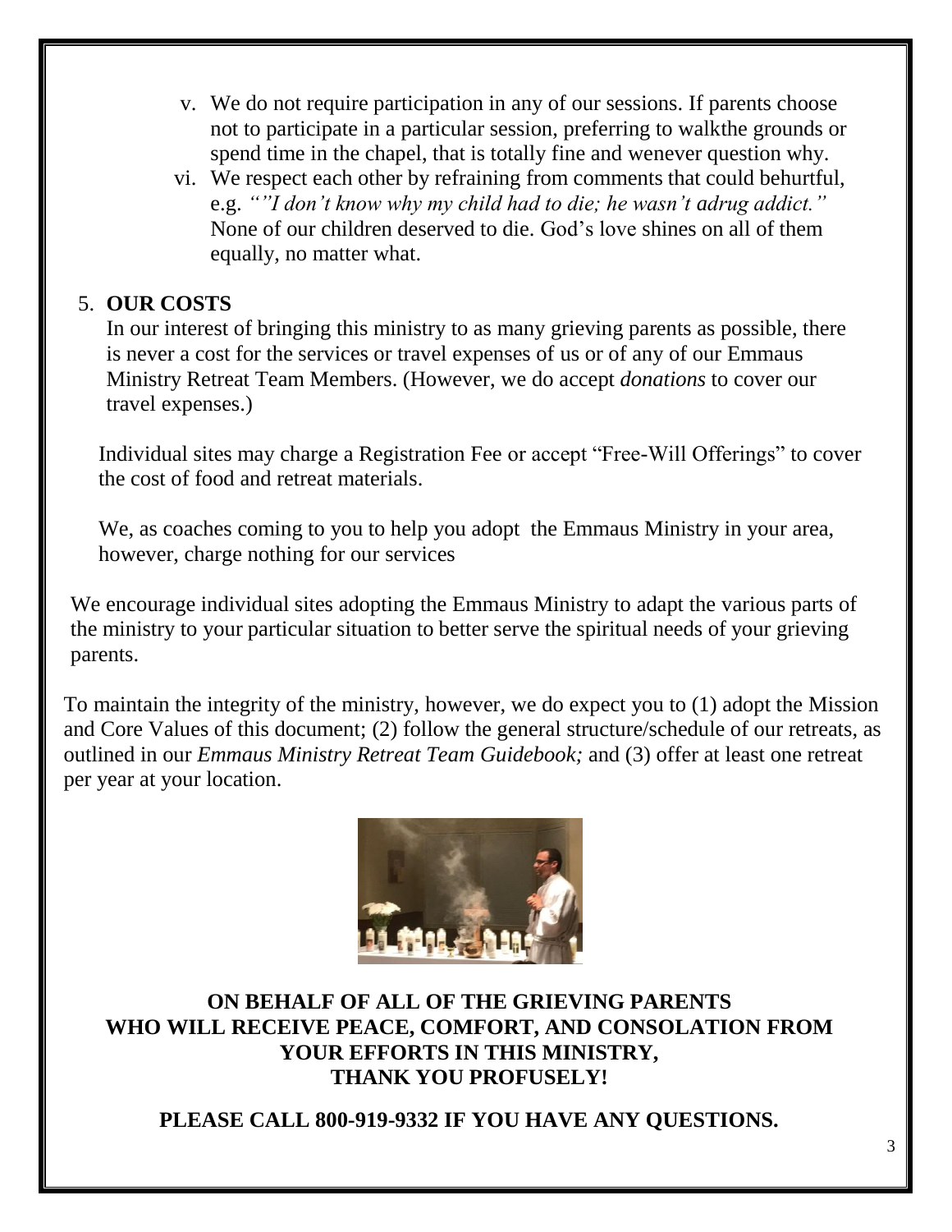v. We do not require participation in any of our sessions. If parents choose not to participate in a particular session, preferring to walkthe grounds or spend time in the chapel, that is totally fine and wenever question why.

vi. We respect each other by refraining from comments that could behurtful, e.g. *""I don't know why my child had to die; he wasn't adrug addict."* None of our children deserved to die. God's love shines on all of them equally, no matter what.

5. **OUR COSTS**

In our interest of bringing this ministry to as many grieving parents as possible, there is never a cost for the services or travel expenses of us or of any of our Emmaus Ministry Retreat Team Members. (However, we do accept *donations* to cover our travel expenses.)

Individual sites may charge a Registration Fee or accept "Free-Will Offerings" to cover the cost of food and retreat materials.

We, as coaches coming to you to help you adopt the Emmaus Ministry in your area, however, charge nothing for our services

We encourage individual sites adopting the Emmaus Ministry to adapt the various parts of the ministry to your particular situation to better serve the spiritual needs of your grieving parents.

To maintain the integrity of the ministry, however, we do expect you to (1) adopt the Mission and Core Values of this document; (2) follow the general structure/schedule of our retreats, as outlined in our *Emmaus Ministry Retreat Team Guidebook;* and (3) offer at least one retreat per year at your location.

**ON BEHALF OF ALL OF THE GRIEVING PARENTS WHO WILL RECEIVE PEACE, COMFORT, AND CONSOLATION FROM YOUR EFFORTS IN THIS MINISTRY, THANK YOU PROFUSELY!**

**PLEASE CALL 800-919-9332 IF YOU HAVE ANY QUESTIONS.**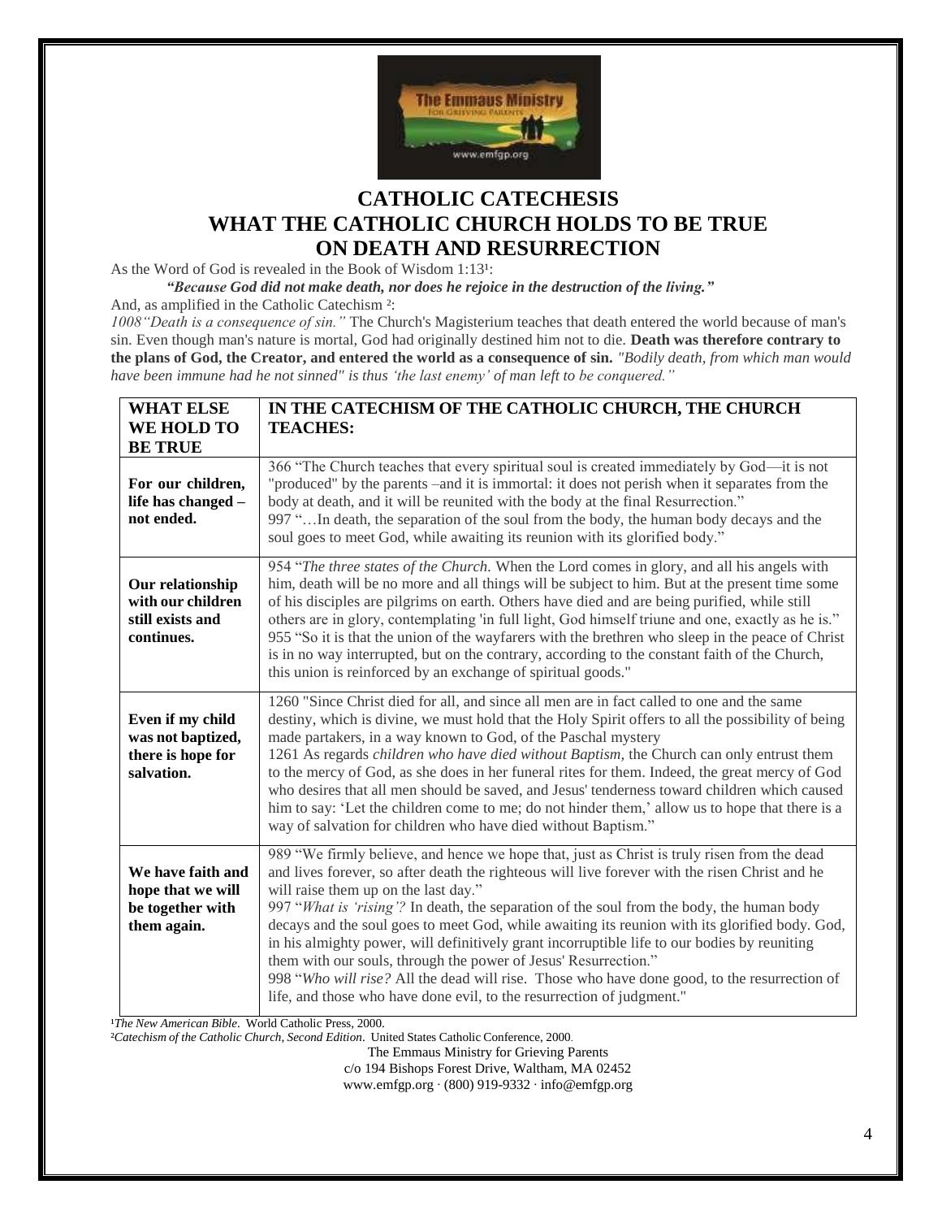# CATHOLIC CATECHESIS
# WHAT THE CATHOLIC CHURCH HOLDS TO BE TRUE
# ON DEATH AND RESURRECTION

As the Word of God is revealed in the Book of Wisdom 1:13[1]:

***"Because God did not make death, nor does he rejoice in the destruction of the living."***

And, as amplified in the Catholic Catechism [2]:

*1008 "Death is a consequence of sin."* The Church's Magisterium teaches that death entered the world because of man's sin. Even though man's nature is mortal, God had originally destined him not to die. **Death was therefore contrary to the plans of God, the Creator, and entered the world as a consequence of sin.** *"Bodily death, from which man would have been immune had he not sinned" is thus 'the last enemy' of man left to be conquered."*

| WHAT ELSE WE HOLD TO BE TRUE | IN THE CATECHISM OF THE CATHOLIC CHURCH, THE CHURCH TEACHES: |
|---|---|
| **For our children, life has changed – not ended.** | 366 "The Church teaches that every spiritual soul is created immediately by God—it is not "produced" by the parents –and it is immortal: it does not perish when it separates from the body at death, and it will be reunited with the body at the final Resurrection."<br>997 "…In death, the separation of the soul from the body, the human body decays and the soul goes to meet God, while awaiting its reunion with its glorified body." |
| **Our relationship with our children still exists and continues.** | 954 "*The three states of the Church*. When the Lord comes in glory, and all his angels with him, death will be no more and all things will be subject to him. But at the present time some of his disciples are pilgrims on earth. Others have died and are being purified, while still others are in glory, contemplating 'in full light, God himself triune and one, exactly as he is."<br>955 "So it is that the union of the wayfarers with the brethren who sleep in the peace of Christ is in no way interrupted, but on the contrary, according to the constant faith of the Church, this union is reinforced by an exchange of spiritual goods." |
| **Even if my child was not baptized, there is hope for salvation.** | 1260 "Since Christ died for all, and since all men are in fact called to one and the same destiny, which is divine, we must hold that the Holy Spirit offers to all the possibility of being made partakers, in a way known to God, of the Paschal mystery<br>1261 As regards *children who have died without Baptism,* the Church can only entrust them to the mercy of God, as she does in her funeral rites for them. Indeed, the great mercy of God who desires that all men should be saved, and Jesus' tenderness toward children which caused him to say: 'Let the children come to me; do not hinder them,' allow us to hope that there is a way of salvation for children who have died without Baptism." |
| **We have faith and hope that we will be together with them again.** | 989 "We firmly believe, and hence we hope that, just as Christ is truly risen from the dead and lives forever, so after death the righteous will live forever with the risen Christ and he will raise them up on the last day."<br>997 "*What is 'rising'?* In death, the separation of the soul from the body, the human body decays and the soul goes to meet God, while awaiting its reunion with its glorified body. God, in his almighty power, will definitively grant incorruptible life to our bodies by reuniting them with our souls, through the power of Jesus' Resurrection."<br>998 "*Who will rise?* All the dead will rise. Those who have done good, to the resurrection of life, and those who have done evil, to the resurrection of judgment." |

[1] *The New American Bible*. World Catholic Press, 2000.
[2] *Catechism of the Catholic Church, Second Edition*. United States Catholic Conference, 2000.

The Emmaus Ministry for Grieving Parents
c/o 194 Bishops Forest Drive, Waltham, MA 02452
www.emfgp.org · (800) 919-9332 · info@emfgp.org